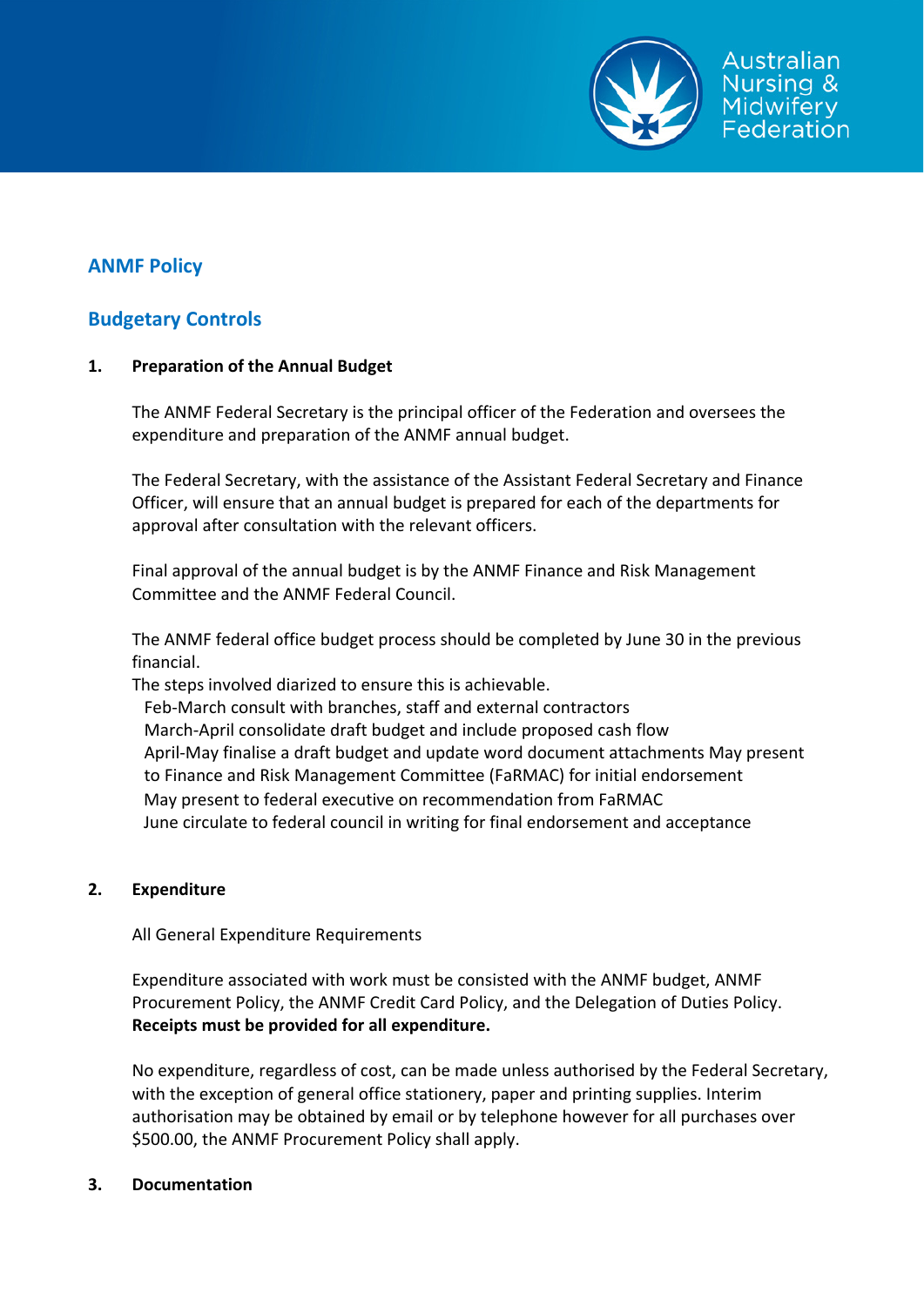## ANMF Policy

## Budgetary Controls

### 1. Preparation of the Annual Budget

The ANMF Federal Secretary is the principal officer of the Federation and oversees the expenditure and preparation of the ANMF annual budget.

The Federal Secretary, with the assistance of the Assistant Federal Secretary and Finance Officer, will ensure that an annual budget is prepared for each of the departments for approval after consultation with the relevant officers.

Final approval of the annual budget is by the ANMF Finance and Risk Management Committee and the ANMF Federal Council.

The ANMF federal office budget process should be completed by June 30 in the previous financial.
The steps involved diarized to ensure this is achievable.
Feb-March consult with branches, staff and external contractors
March-April consolidate draft budget and include proposed cash flow
April-May finalise a draft budget and update word document attachments May present to Finance and Risk Management Committee (FaRMAC) for initial endorsement
May present to federal executive on recommendation from FaRMAC
June circulate to federal council in writing for final endorsement and acceptance

### 2. Expenditure

All General Expenditure Requirements

Expenditure associated with work must be consisted with the ANMF budget, ANMF Procurement Policy, the ANMF Credit Card Policy, and the Delegation of Duties Policy. **Receipts must be provided for all expenditure.**

No expenditure, regardless of cost, can be made unless authorised by the Federal Secretary, with the exception of general office stationery, paper and printing supplies. Interim authorisation may be obtained by email or by telephone however for all purchases over $500.00, the ANMF Procurement Policy shall apply.

### 3. Documentation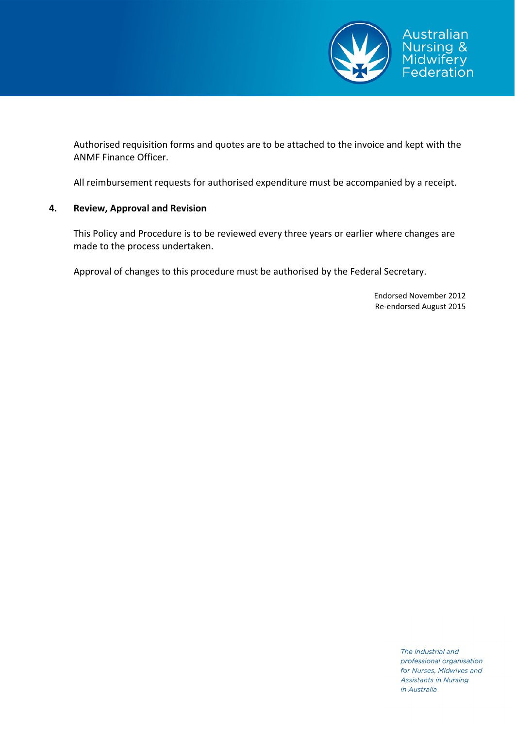Authorised requisition forms and quotes are to be attached to the invoice and kept with the ANMF Finance Officer.

All reimbursement requests for authorised expenditure must be accompanied by a receipt.

## 4. Review, Approval and Revision

This Policy and Procedure is to be reviewed every three years or earlier where changes are made to the process undertaken.

Approval of changes to this procedure must be authorised by the Federal Secretary.

Endorsed November 2012
Re-endorsed August 2015